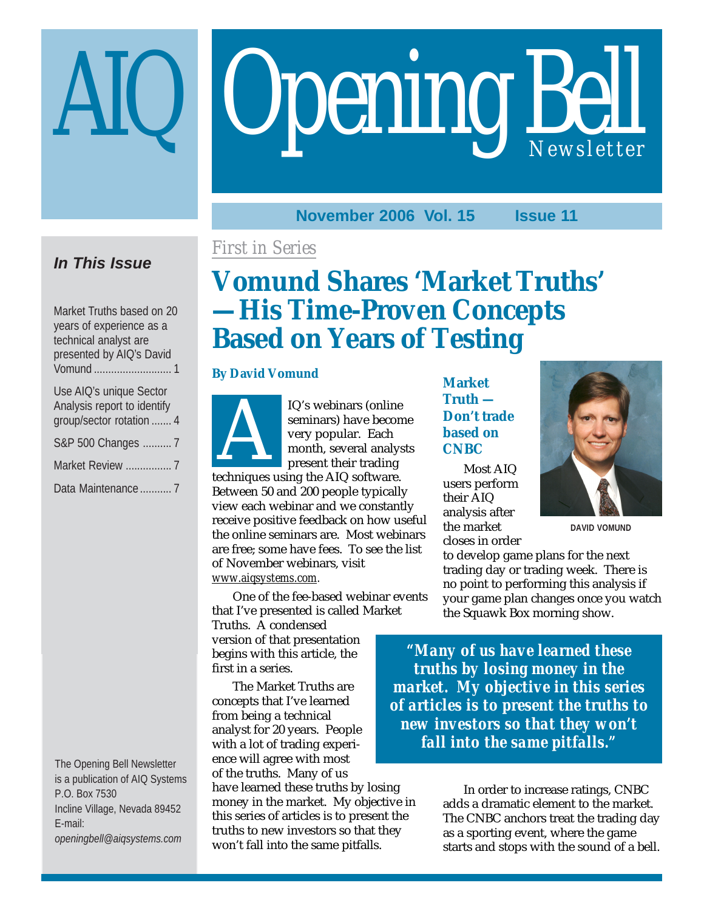# AIQ Opening Bell Newsletter

**November 2006 Vol. 15 Issue 11**

### In This Issue

Market Truths based on 20 years of experience as a technical analyst are presented by AIQ's David Vomund ........ 1

Use AIQ's unique Sector Analysis report to identify group/sector rotation ....... 4

S&P 500 Changes .......... 7

Market Review ................ 7

Data Maintenance ........... 7

The Opening Bell Newsletter is a publication of AIQ Systems
P.O. Box 7530
Incline Village, Nevada 89452
E-mail:
*openingbell@aiqsystems.com*

*First in Series*

## Vomund Shares 'Market Truths' —His Time-Proven Concepts Based on Years of Testing

**By David Vomund**

AIQ's webinars (online seminars) have become very popular. Each month, several analysts present their trading techniques using the AIQ software. Between 50 and 200 people typically view each webinar and we constantly receive positive feedback on how useful the online seminars are. Most webinars are free; some have fees. To see the list of November webinars, visit www.aiqsystems.com.

One of the fee-based webinar events that I've presented is called Market Truths. A condensed version of that presentation begins with this article, the first in a series.

The Market Truths are concepts that I've learned from being a technical analyst for 20 years. People with a lot of trading experience will agree with most of the truths. Many of us have learned these truths by losing money in the market. My objective in this series of articles is to present the truths to new investors so that they won't fall into the same pitfalls.

### Market Truth — Don't trade based on CNBC

DAVID VOMUND

Most AIQ users perform their AIQ analysis after the market closes in order to develop game plans for the next trading day or trading week. There is no point to performing this analysis if your game plan changes once you watch the Squawk Box morning show.

> ***"Many of us have learned these truths by losing money in the market. My objective in this series of articles is to present the truths to new investors so that they won't fall into the same pitfalls."***

In order to increase ratings, CNBC adds a dramatic element to the market. The CNBC anchors treat the trading day as a sporting event, where the game starts and stops with the sound of a bell.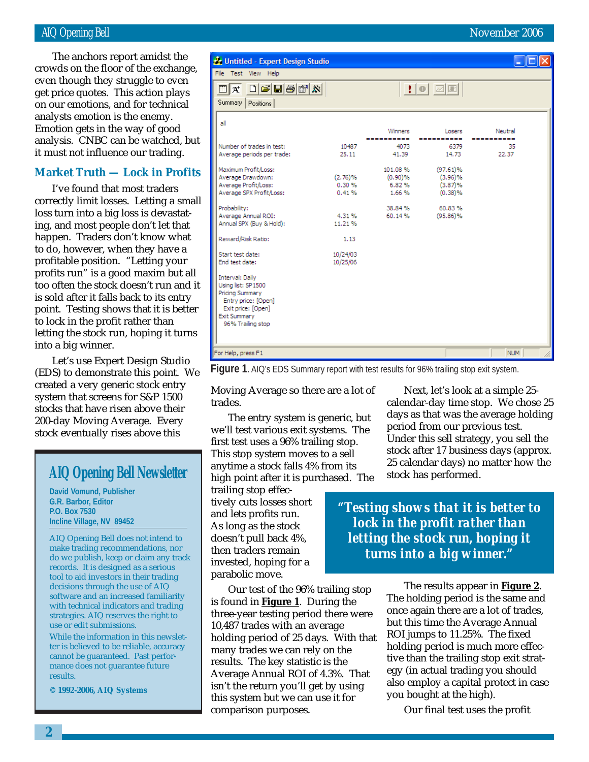The anchors report amidst the crowds on the floor of the exchange, even though they struggle to even get price quotes. This action plays on our emotions, and for technical analysts emotion is the enemy. Emotion gets in the way of good analysis. CNBC can be watched, but it must not influence our trading.

## Market Truth — Lock in Profits

I've found that most traders correctly limit losses. Letting a small loss turn into a big loss is devastating, and most people don't let that happen. Traders don't know what to do, however, when they have a profitable position. "Letting your profits run" is a good maxim but all too often the stock doesn't run and it is sold after it falls back to its entry point. Testing shows that it is better to lock in the profit rather than letting the stock run, hoping it turns into a big winner.

Let's use Expert Design Studio (EDS) to demonstrate this point. We created a very generic stock entry system that screens for S&P 1500 stocks that have risen above their 200-day Moving Average. Every stock eventually rises above this Moving Average so there are a lot of trades.

Untitled - Expert Design Studio

File Test View Help

Summary | Positions

all

| | | Winners | Losers | Neutral |
|---|---|---|---|---|
| Number of trades in test: | 10487 | 4073 | 6379 | 35 |
| Average periods per trade: | 25.11 | 41.39 | 14.73 | 22.37 |
| Maximum Profit/Loss: | | 101.08 % | (97.61)% | |
| Average Drawdown: | (2.76)% | (0.90)% | (3.96)% | |
| Average Profit/Loss: | 0.30 % | 6.82 % | (3.87)% | |
| Average SPX Profit/Loss: | 0.41 % | 1.66 % | (0.38)% | |
| Probability: | | 38.84 % | 60.83 % | |
| Average Annual ROI: | 4.31 % | 60.14 % | (95.86)% | |
| Annual SPX (Buy & Hold): | 11.21 % | | | |
| Reward/Risk Ratio: | 1.13 | | | |
| Start test date: | 10/24/03 | | | |
| End test date: | 10/25/06 | | | |

Interval: Daily
Using list: SP1500
Pricing Summary
Entry price: [Open]
Exit price: [Open]
Exit Summary
96% Trailing stop

For Help, press F1

**Figure 1.** AIQ's EDS Summary report with test results for 96% trailing stop exit system.

The entry system is generic, but we'll test various exit systems. The first test uses a 96% trailing stop. This stop system moves to a sell anytime a stock falls 4% from its high point after it is purchased. The trailing stop effectively cuts losses short and lets profits run. As long as the stock doesn't pull back 4%, then traders remain invested, hoping for a parabolic move.

Our test of the 96% trailing stop is found in **Figure 1**. During the three-year testing period there were 10,487 trades with an average holding period of 25 days. With that many trades we can rely on the results. The key statistic is the Average Annual ROI of 4.3%. That isn't the return you'll get by using this system but we can use it for comparison purposes.

> **"Testing shows that it is better to lock in the profit rather than letting the stock run, hoping it turns into a big winner."**

Next, let's look at a simple 25-calendar-day time stop. We chose 25 days as that was the average holding period from our previous test. Under this sell strategy, you sell the stock after 17 business days (approx. 25 calendar days) no matter how the stock has performed.

The results appear in **Figure 2**. The holding period is the same and once again there are a lot of trades, but this time the Average Annual ROI jumps to 11.25%. The fixed holding period is much more effective than the trailing stop exit strategy (in actual trading you should also employ a capital protect in case you bought at the high).

Our final test uses the profit

## AIQ Opening Bell Newsletter

**David Vomund, Publisher**
**G.R. Barbor, Editor**
**P.O. Box 7530**
**Incline Village, NV 89452**

AIQ Opening Bell does not intend to make trading recommendations, nor do we publish, keep or claim any track records. It is designed as a serious tool to aid investors in their trading decisions through the use of AIQ software and an increased familiarity with technical indicators and trading strategies. AIQ reserves the right to use or edit submissions.

While the information in this newsletter is believed to be reliable, accuracy cannot be guaranteed. Past performance does not guarantee future results.

**© 1992-2006, AIQ Systems**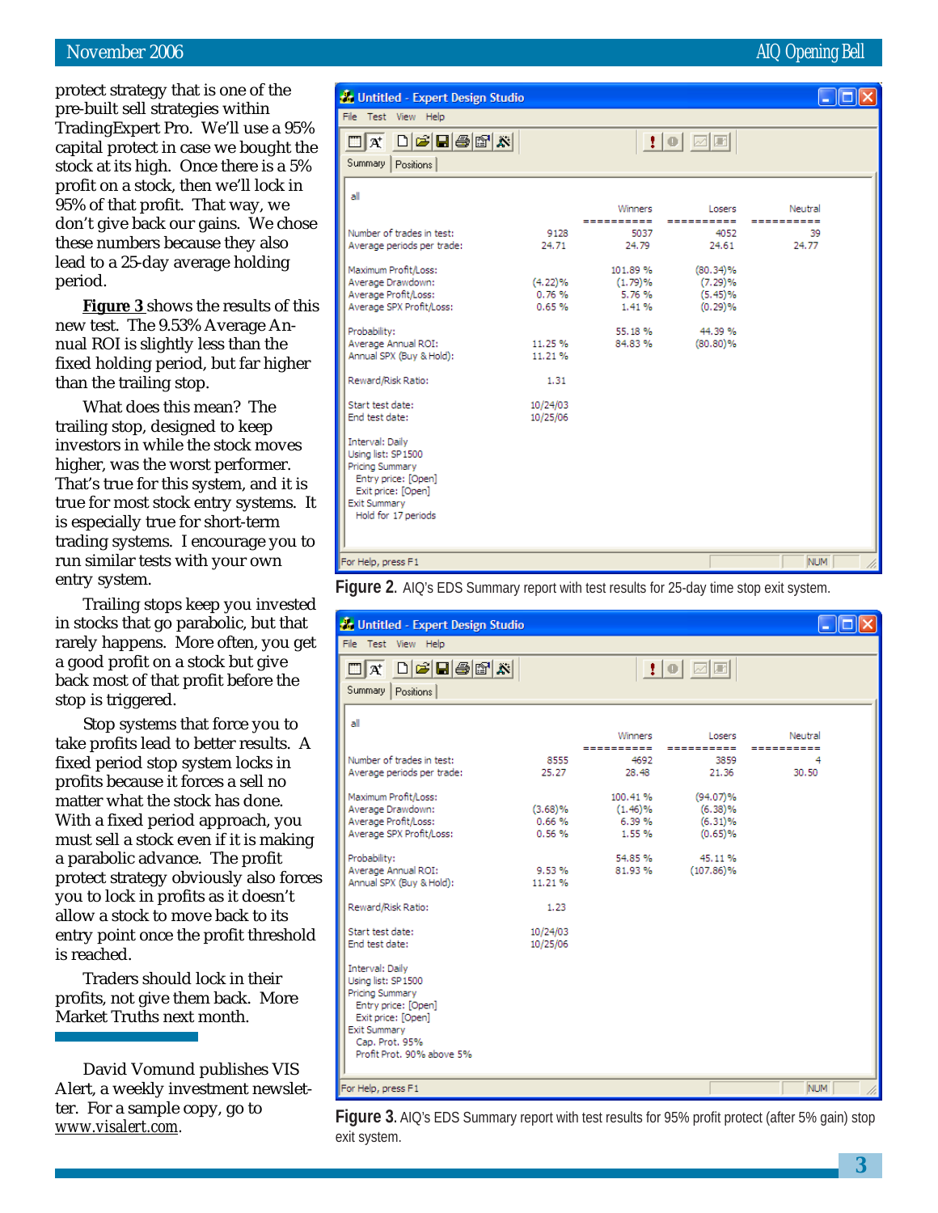protect strategy that is one of the pre-built sell strategies within TradingExpert Pro. We'll use a 95% capital protect in case we bought the stock at its high. Once there is a 5% profit on a stock, then we'll lock in 95% of that profit. That way, we don't give back our gains. We chose these numbers because they also lead to a 25-day average holding period.

**Figure 3** shows the results of this new test. The 9.53% Average Annual ROI is slightly less than the fixed holding period, but far higher than the trailing stop.

What does this mean? The trailing stop, designed to keep investors in while the stock moves higher, was the worst performer. That's true for this system, and it is true for most stock entry systems. It is especially true for short-term trading systems. I encourage you to run similar tests with your own entry system.

Trailing stops keep you invested in stocks that go parabolic, but that rarely happens. More often, you get a good profit on a stock but give back most of that profit before the stop is triggered.

Stop systems that force you to take profits lead to better results. A fixed period stop system locks in profits because it forces a sell no matter what the stock has done. With a fixed period approach, you must sell a stock even if it is making a parabolic advance. The profit protect strategy obviously also forces you to lock in profits as it doesn't allow a stock to move back to its entry point once the profit threshold is reached.

Traders should lock in their profits, not give them back. More Market Truths next month.

David Vomund publishes VIS Alert, a weekly investment newsletter. For a sample copy, go to www.visalert.com.

**Untitled - Expert Design Studio** (Summary)

all

| | | Winners | Losers | Neutral |
|---|---|---|---|---|
| Number of trades in test: | 9128 | 5037 | 4052 | 39 |
| Average periods per trade: | 24.71 | 24.79 | 24.61 | 24.77 |
| Maximum Profit/Loss: | | 101.89 % | (80.34)% | |
| Average Drawdown: | (4.22)% | (1.79)% | (7.29)% | |
| Average Profit/Loss: | 0.76 % | 5.76 % | (5.45)% | |
| Average SPX Profit/Loss: | 0.65 % | 1.41 % | (0.29)% | |
| Probability: | | 55.18 % | 44.39 % | |
| Average Annual ROI: | 11.25 % | 84.83 % | (80.80)% | |
| Annual SPX (Buy & Hold): | 11.21 % | | | |
| Reward/Risk Ratio: | 1.31 | | | |
| Start test date: | 10/24/03 | | | |
| End test date: | 10/25/06 | | | |

Interval: Daily
Using list: SP1500
Pricing Summary
Entry price: [Open]
Exit price: [Open]
Exit Summary
Hold for 17 periods

**Figure 2.** AIQ's EDS Summary report with test results for 25-day time stop exit system.

**Untitled - Expert Design Studio** (Summary)

all

| | | Winners | Losers | Neutral |
|---|---|---|---|---|
| Number of trades in test: | 8555 | 4692 | 3859 | 4 |
| Average periods per trade: | 25.27 | 28.48 | 21.36 | 30.50 |
| Maximum Profit/Loss: | | 100.41 % | (94.07)% | |
| Average Drawdown: | (3.68)% | (1.46)% | (6.38)% | |
| Average Profit/Loss: | 0.66 % | 6.39 % | (6.31)% | |
| Average SPX Profit/Loss: | 0.56 % | 1.55 % | (0.65)% | |
| Probability: | | 54.85 % | 45.11 % | |
| Average Annual ROI: | 9.53 % | 81.93 % | (107.86)% | |
| Annual SPX (Buy & Hold): | 11.21 % | | | |
| Reward/Risk Ratio: | 1.23 | | | |
| Start test date: | 10/24/03 | | | |
| End test date: | 10/25/06 | | | |

Interval: Daily
Using list: SP1500
Pricing Summary
Entry price: [Open]
Exit price: [Open]
Exit Summary
Cap. Prot. 95%
Profit Prot. 90% above 5%

**Figure 3.** AIQ's EDS Summary report with test results for 95% profit protect (after 5% gain) stop exit system.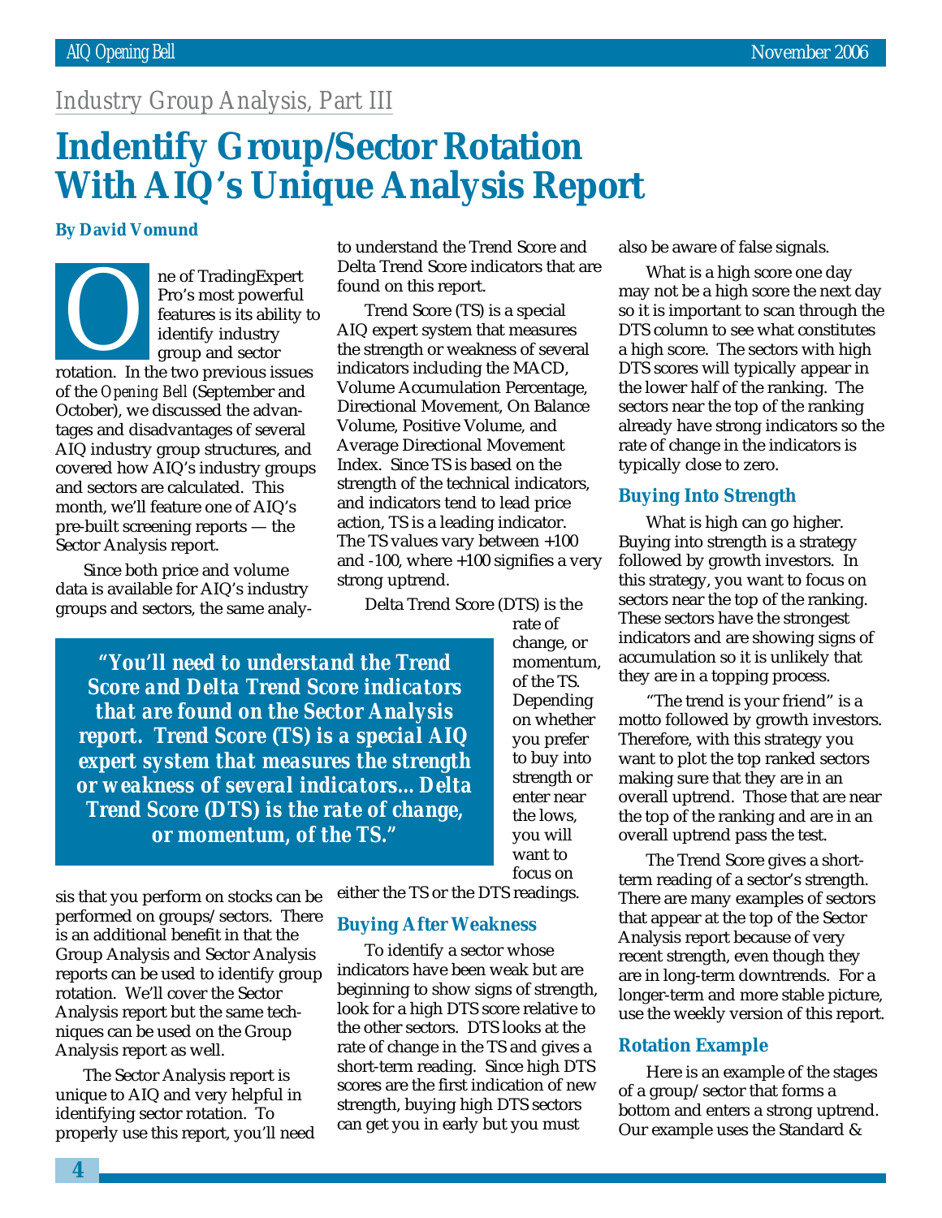Industry Group Analysis, Part III

# Indentify Group/Sector Rotation With AIQ's Unique Analysis Report

**By David Vomund**

One of TradingExpert Pro's most powerful features is its ability to identify industry group and sector rotation. In the two previous issues of the *Opening Bell* (September and October), we discussed the advantages and disadvantages of several AIQ industry group structures, and covered how AIQ's industry groups and sectors are calculated. This month, we'll feature one of AIQ's pre-built screening reports — the Sector Analysis report.

Since both price and volume data is available for AIQ's industry groups and sectors, the same analysis that you perform on stocks can be performed on groups/sectors. There is an additional benefit in that the Group Analysis and Sector Analysis reports can be used to identify group rotation. We'll cover the Sector Analysis report but the same techniques can be used on the Group Analysis report as well.

The Sector Analysis report is unique to AIQ and very helpful in identifying sector rotation. To properly use this report, you'll need to understand the Trend Score and Delta Trend Score indicators that are found on this report.

Trend Score (TS) is a special AIQ expert system that measures the strength or weakness of several indicators including the MACD, Volume Accumulation Percentage, Directional Movement, On Balance Volume, Positive Volume, and Average Directional Movement Index. Since TS is based on the strength of the technical indicators, and indicators tend to lead price action, TS is a leading indicator. The TS values vary between +100 and -100, where +100 signifies a very strong uptrend.

Delta Trend Score (DTS) is the rate of change, or momentum, of the TS. Depending on whether you prefer to buy into strength or enter near the lows, you will want to focus on either the TS or the DTS readings.

> ***"You'll need to understand the Trend Score and Delta Trend Score indicators that are found on the Sector Analysis report. Trend Score (TS) is a special AIQ expert system that measures the strength or weakness of several indicators... Delta Trend Score (DTS) is the rate of change, or momentum, of the TS."***

### Buying After Weakness

To identify a sector whose indicators have been weak but are beginning to show signs of strength, look for a high DTS score relative to the other sectors. DTS looks at the rate of change in the TS and gives a short-term reading. Since high DTS scores are the first indication of new strength, buying high DTS sectors can get you in early but you must also be aware of false signals.

What is a high score one day may not be a high score the next day so it is important to scan through the DTS column to see what constitutes a high score. The sectors with high DTS scores will typically appear in the lower half of the ranking. The sectors near the top of the ranking already have strong indicators so the rate of change in the indicators is typically close to zero.

### Buying Into Strength

What is high can go higher. Buying into strength is a strategy followed by growth investors. In this strategy, you want to focus on sectors near the top of the ranking. These sectors have the strongest indicators and are showing signs of accumulation so it is unlikely that they are in a topping process.

"The trend is your friend" is a motto followed by growth investors. Therefore, with this strategy you want to plot the top ranked sectors making sure that they are in an overall uptrend. Those that are near the top of the ranking and are in an overall uptrend pass the test.

The Trend Score gives a short-term reading of a sector's strength. There are many examples of sectors that appear at the top of the Sector Analysis report because of very recent strength, even though they are in long-term downtrends. For a longer-term and more stable picture, use the weekly version of this report.

### Rotation Example

Here is an example of the stages of a group/sector that forms a bottom and enters a strong uptrend. Our example uses the Standard &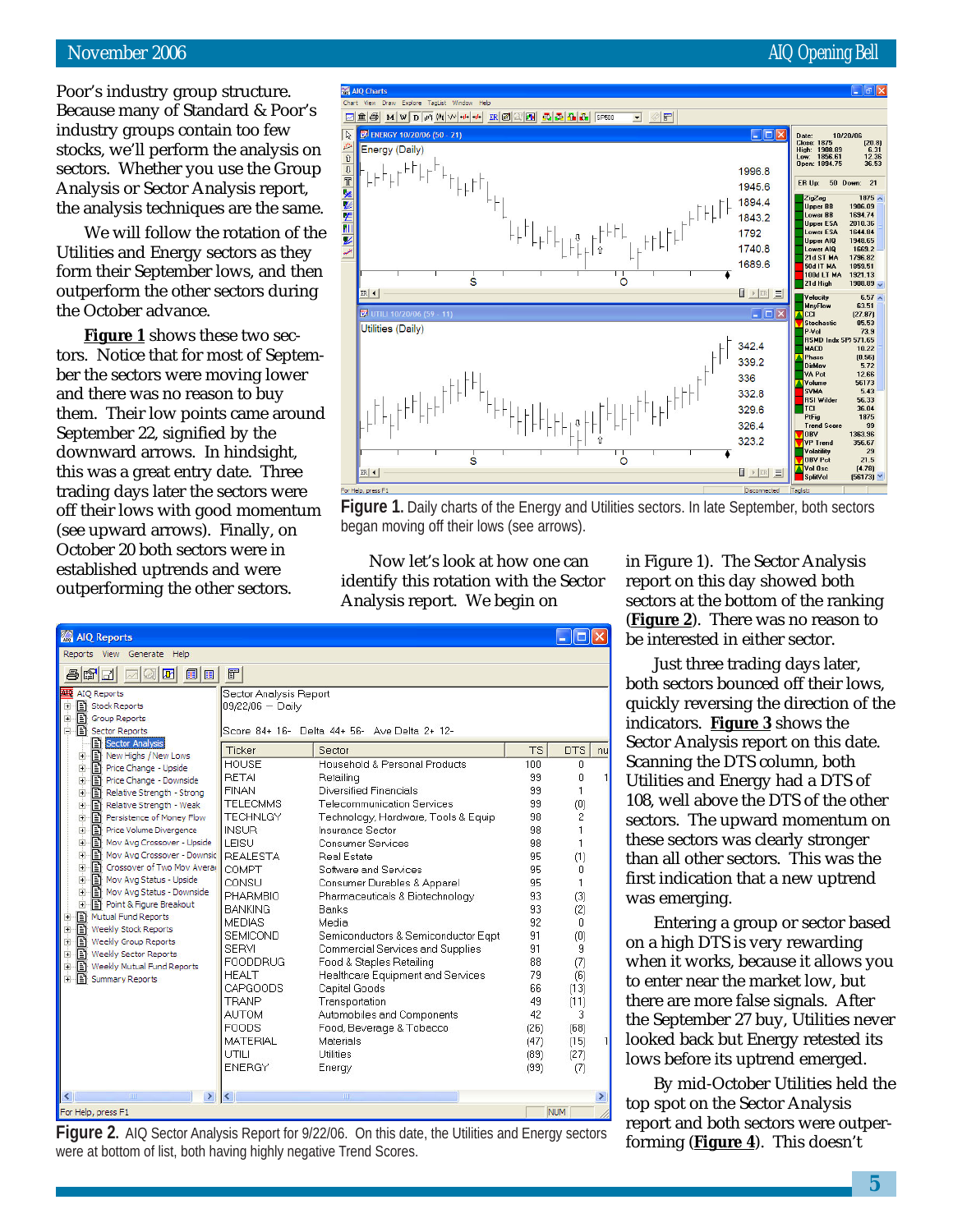Poor's industry group structure. Because many of Standard & Poor's industry groups contain too few stocks, we'll perform the analysis on sectors. Whether you use the Group Analysis or Sector Analysis report, the analysis techniques are the same.

We will follow the rotation of the Utilities and Energy sectors as they form their September lows, and then outperform the other sectors during the October advance.

**Figure 1** shows these two sectors. Notice that for most of September the sectors were moving lower and there was no reason to buy them. Their low points came around September 22, signified by the downward arrows. In hindsight, this was a great entry date. Three trading days later the sectors were off their lows with good momentum (see upward arrows). Finally, on October 20 both sectors were in established uptrends and were outperforming the other sectors.

**Figure 1.** Daily charts of the Energy and Utilities sectors. In late September, both sectors began moving off their lows (see arrows).

Now let's look at how one can identify this rotation with the Sector Analysis report. We begin on

Sector Analysis Report
09/22/06 — Daily

Score 84+ 16- Delta 44+ 56- Ave Delta 2+ 12-

| Ticker | Sector | TS | DTS |
|---|---|---|---|
| HOUSE | Household & Personal Products | 100 | 0 |
| RETAI | Retailing | 99 | 0 |
| FINAN | Diversified Financials | 99 | 1 |
| TELECMMS | Telecommunication Services | 99 | (0) |
| TECHNLGY | Technology, Hardware, Tools & Equip | 98 | 2 |
| INSUR | Insurance Sector | 98 | 1 |
| LEISU | Consumer Services | 98 | 1 |
| REALESTA | Real Estate | 95 | (1) |
| COMPT | Software and Services | 95 | 0 |
| CONSU | Consumer Durables & Apparel | 95 | 1 |
| PHARMBIO | Pharmaceuticals & Biotechnology | 93 | (3) |
| BANKING | Banks | 93 | (2) |
| MEDIAS | Media | 92 | 0 |
| SEMICOND | Semiconductors & Semiconductor Eqpt | 91 | (0) |
| SERVI | Commercial Services and Supplies | 91 | 9 |
| FOODDRUG | Food & Staples Retailing | 88 | (7) |
| HEALT | Healthcare Equipment and Services | 79 | (6) |
| CAPGOODS | Capital Goods | 66 | (13) |
| TRANP | Transporation | 49 | (11) |
| AUTOM | Automobiles and Components | 42 | 3 |
| FOODS | Food, Beverage & Tobacco | (26) | (68) |
| MATERIAL | Materials | (47) | (15) |
| UTILI | Utilities | (89) | (27) |
| ENERGY | Energy | (99) | (7) |

**Figure 2.** AIQ Sector Analysis Report for 9/22/06. On this date, the Utilities and Energy sectors were at bottom of list, both having highly negative Trend Scores.

in Figure 1). The Sector Analysis report on this day showed both sectors at the bottom of the ranking (**Figure 2**). There was no reason to be interested in either sector.

Just three trading days later, both sectors bounced off their lows, quickly reversing the direction of the indicators. **Figure 3** shows the Sector Analysis report on this date. Scanning the DTS column, both Utilities and Energy had a DTS of 108, well above the DTS of the other sectors. The upward momentum on these sectors was clearly stronger than all other sectors. This was the first indication that a new uptrend was emerging.

Entering a group or sector based on a high DTS is very rewarding when it works, because it allows you to enter near the market low, but there are more false signals. After the September 27 buy, Utilities never looked back but Energy retested its lows before its uptrend emerged.

By mid-October Utilities held the top spot on the Sector Analysis report and both sectors were outperforming (**Figure 4**). This doesn't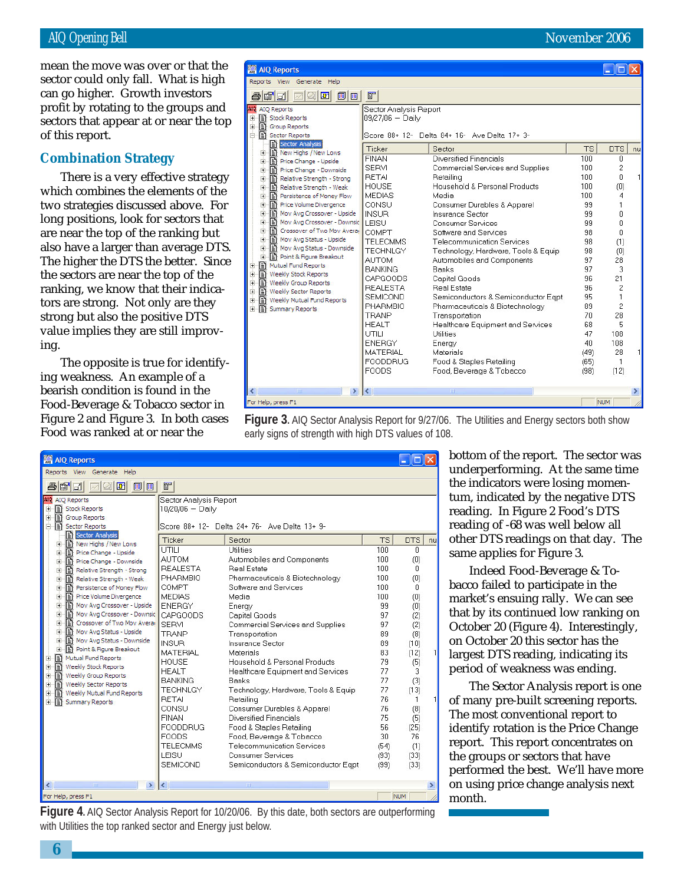mean the move was over or that the sector could only fall. What is high can go higher. Growth investors profit by rotating to the groups and sectors that appear at or near the top of this report.

## Combination Strategy

There is a very effective strategy which combines the elements of the two strategies discussed above. For long positions, look for sectors that are near the top of the ranking but also have a larger than average DTS. The higher the DTS the better. Since the sectors are near the top of the ranking, we know that their indicators are strong. Not only are they strong but also the positive DTS value implies they are still improving.

The opposite is true for identifying weakness. An example of a bearish condition is found in the Food-Beverage & Tobacco sector in Figure 2 and Figure 3. In both cases Food was ranked at or near the bottom of the report. The sector was underperforming. At the same time the indicators were losing momentum, indicated by the negative DTS reading. In Figure 2 Food's DTS reading of -68 was well below all other DTS readings on that day. The same applies for Figure 3.

Indeed Food-Beverage & Tobacco failed to participate in the market's ensuing rally. We can see that by its continued low ranking on October 20 (Figure 4). Interestingly, on October 20 this sector has the largest DTS reading, indicating its period of weakness was ending.

The Sector Analysis report is one of many pre-built screening reports. The most conventional report to identify rotation is the Price Change report. This report concentrates on the groups or sectors that have performed the best. We'll have more on using price change analysis next month.

Sector Analysis Report
09/27/06 – Daily

Score 88+ 12- Delta 84+ 16- Ave Delta 17+ 3-

| Ticker | Sector | TS | DTS |
|---|---|---|---|
| FINAN | Diversified Financials | 100 | 0 |
| SERVI | Commercial Services and Supplies | 100 | 2 |
| RETAI | Retailing | 100 | 0 |
| HOUSE | Household & Personal Products | 100 | (0) |
| MEDIAS | Media | 100 | 4 |
| CONSU | Consumer Durables & Apparel | 99 | 1 |
| INSUR | Insurance Sector | 99 | 0 |
| LEISU | Consumer Services | 99 | 0 |
| COMPT | Software and Services | 98 | 0 |
| TELECMMS | Telecommunication Services | 98 | (1) |
| TECHNLGY | Technology, Hardware, Tools & Equip | 98 | (0) |
| AUTOM | Automobiles and Components | 97 | 28 |
| BANKING | Banks | 97 | 3 |
| CAPGOODS | Capital Goods | 96 | 21 |
| REALESTA | Real Estate | 96 | 2 |
| SEMICOND | Semiconductors & Semiconductor Eqpt | 95 | 1 |
| PHARMBIO | Pharmaceuticals & Biotechnology | 89 | 2 |
| TRANP | Transportation | 70 | 28 |
| HEALT | Healthcare Equipment and Services | 68 | 5 |
| UTILI | Utilities | 47 | 108 |
| ENERGY | Energy | 40 | 108 |
| MATERIAL | Materials | (49) | 28 |
| FOODDRUG | Food & Staples Retailing | (65) | 1 |
| FOODS | Food, Beverage & Tobacco | (98) | (12) |

**Figure 3.** AIQ Sector Analysis Report for 9/27/06. The Utilities and Energy sectors both show early signs of strength with high DTS values of 108.

Sector Analysis Report
10/20/06 – Daily

Score 88+ 12- Delta 24+ 76- Ave Delta 13+ 9-

| Ticker | Sector | TS | DTS |
|---|---|---|---|
| UTILI | Utilities | 100 | 0 |
| AUTOM | Automobiles and Components | 100 | (0) |
| REALESTA | Real Estate | 100 | 0 |
| PHARMBIO | Pharmaceuticals & Biotechnology | 100 | (0) |
| COMPT | Software and Services | 100 | 0 |
| MEDIAS | Media | 100 | (0) |
| ENERGY | Energy | 99 | (0) |
| CAPGOODS | Capital Goods | 97 | (2) |
| SERVI | Commercial Services and Supplies | 97 | (2) |
| TRANP | Transportation | 89 | (8) |
| INSUR | Insurance Sector | 89 | (10) |
| MATERIAL | Materials | 83 | (12) |
| HOUSE | Household & Personal Products | 79 | (5) |
| HEALT | Healthcare Equipment and Services | 77 | 3 |
| BANKING | Banks | 77 | (3) |
| TECHNLGY | Technology, Hardware, Tools & Equip | 77 | (13) |
| RETAI | Retailing | 76 | 1 |
| CONSU | Consumer Durables & Apparel | 76 | (8) |
| FINAN | Diversified Financials | 75 | (5) |
| FOODDRUG | Food & Staples Retailing | 56 | (25) |
| FOODS | Food, Beverage & Tobacco | 30 | 76 |
| TELECMMS | Telecommunication Services | (54) | (1) |
| LEISU | Consumer Services | (93) | (33) |
| SEMICOND | Semiconductors & Semiconductor Eqpt | (99) | (33) |

**Figure 4.** AIQ Sector Analysis Report for 10/20/06. By this date, both sectors are outperforming with Utilities the top ranked sector and Energy just below.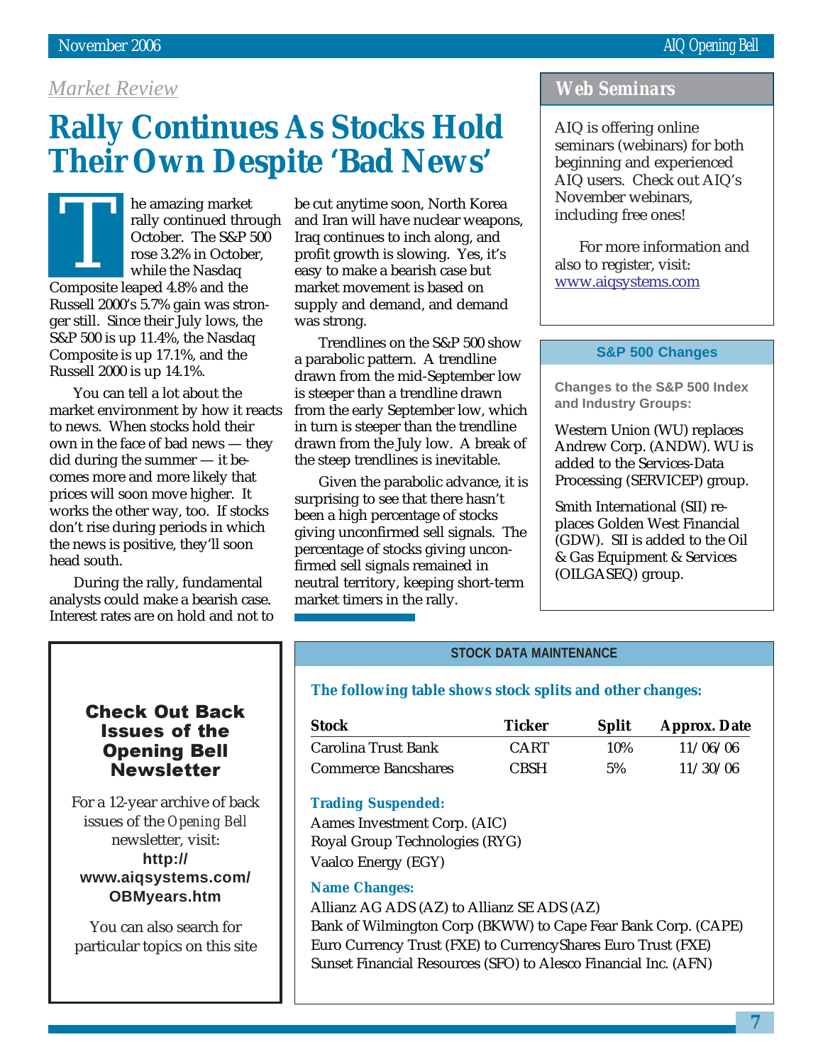*Market Review*

# Rally Continues As Stocks Hold Their Own Despite 'Bad News'

The amazing market rally continued through October. The S&P 500 rose 3.2% in October, while the Nasdaq Composite leaped 4.8% and the Russell 2000's 5.7% gain was stronger still. Since their July lows, the S&P 500 is up 11.4%, the Nasdaq Composite is up 17.1%, and the Russell 2000 is up 14.1%.

You can tell a lot about the market environment by how it reacts to news. When stocks hold their own in the face of bad news — they did during the summer — it becomes more and more likely that prices will soon move higher. It works the other way, too. If stocks don't rise during periods in which the news is positive, they'll soon head south.

During the rally, fundamental analysts could make a bearish case. Interest rates are on hold and not to be cut anytime soon, North Korea and Iran will have nuclear weapons, Iraq continues to inch along, and profit growth is slowing. Yes, it's easy to make a bearish case but market movement is based on supply and demand, and demand was strong.

Trendlines on the S&P 500 show a parabolic pattern. A trendline drawn from the mid-September low is steeper than a trendline drawn from the early September low, which in turn is steeper than the trendline drawn from the July low. A break of the steep trendlines is inevitable.

Given the parabolic advance, it is surprising to see that there hasn't been a high percentage of stocks giving unconfirmed sell signals. The percentage of stocks giving unconfirmed sell signals remained in neutral territory, keeping short-term market timers in the rally.

## Web Seminars

AIQ is offering online seminars (webinars) for both beginning and experienced AIQ users. Check out AIQ's November webinars, including free ones!

For more information and also to register, visit: www.aiqsystems.com

## S&P 500 Changes

**Changes to the S&P 500 Index and Industry Groups:**

Western Union (WU) replaces Andrew Corp. (ANDW). WU is added to the Services-Data Processing (SERVICEP) group.

Smith International (SII) replaces Golden West Financial (GDW). SII is added to the Oil & Gas Equipment & Services (OILGASEQ) group.

## Check Out Back Issues of the Opening Bell Newsletter

For a 12-year archive of back issues of the *Opening Bell* newsletter, visit:

**http://www.aiqsystems.com/OBMyears.htm**

You can also search for particular topics on this site

## STOCK DATA MAINTENANCE

**The following table shows stock splits and other changes:**

| Stock | Ticker | Split | Approx. Date |
|---|---|---|---|
| Carolina Trust Bank | CART | 10% | 11/06/06 |
| Commerce Bancshares | CBSH | 5% | 11/30/06 |

**Trading Suspended:**

Aames Investment Corp. (AIC)
Royal Group Technologies (RYG)
Vaalco Energy (EGY)

**Name Changes:**

Allianz AG ADS (AZ) to Allianz SE ADS (AZ)
Bank of Wilmington Corp (BKWW) to Cape Fear Bank Corp. (CAPE)
Euro Currency Trust (FXE) to CurrencyShares Euro Trust (FXE)
Sunset Financial Resources (SFO) to Alesco Financial Inc. (AFN)